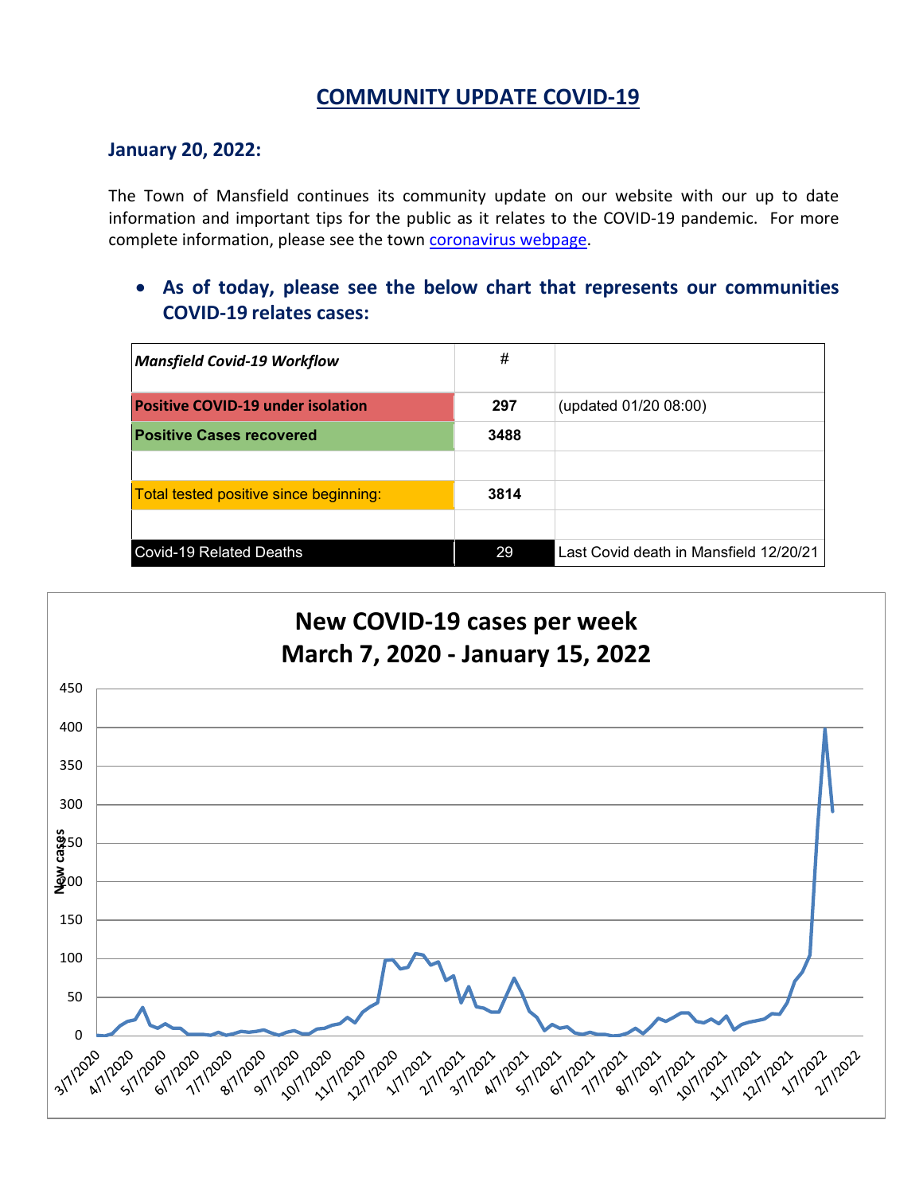# COMMUNITY UPDATE COVID-19

## January 20, 2022:

The Town of Mansfield continues its community update on our website with our up to date information and important tips for the public as it relates to the COVID-19 pandemic. For more complete information, please see the town coronavirus webpage.

- **As of today, please see the below chart that represents our communities COVID-19 relates cases:**

| ***Mansfield Covid-19 Workflow*** | # | |
|---|---|---|
| **Positive COVID-19 under isolation** | **297** | (updated 01/20 08:00) |
| **Positive Cases recovered** | **3488** | |
| | | |
| Total tested positive since beginning: | **3814** | |
| | | |
| Covid-19 Related Deaths | 29 | Last Covid death in Mansfield 12/20/21 |

**New COVID-19 cases per week**
**March 7, 2020 - January 15, 2022**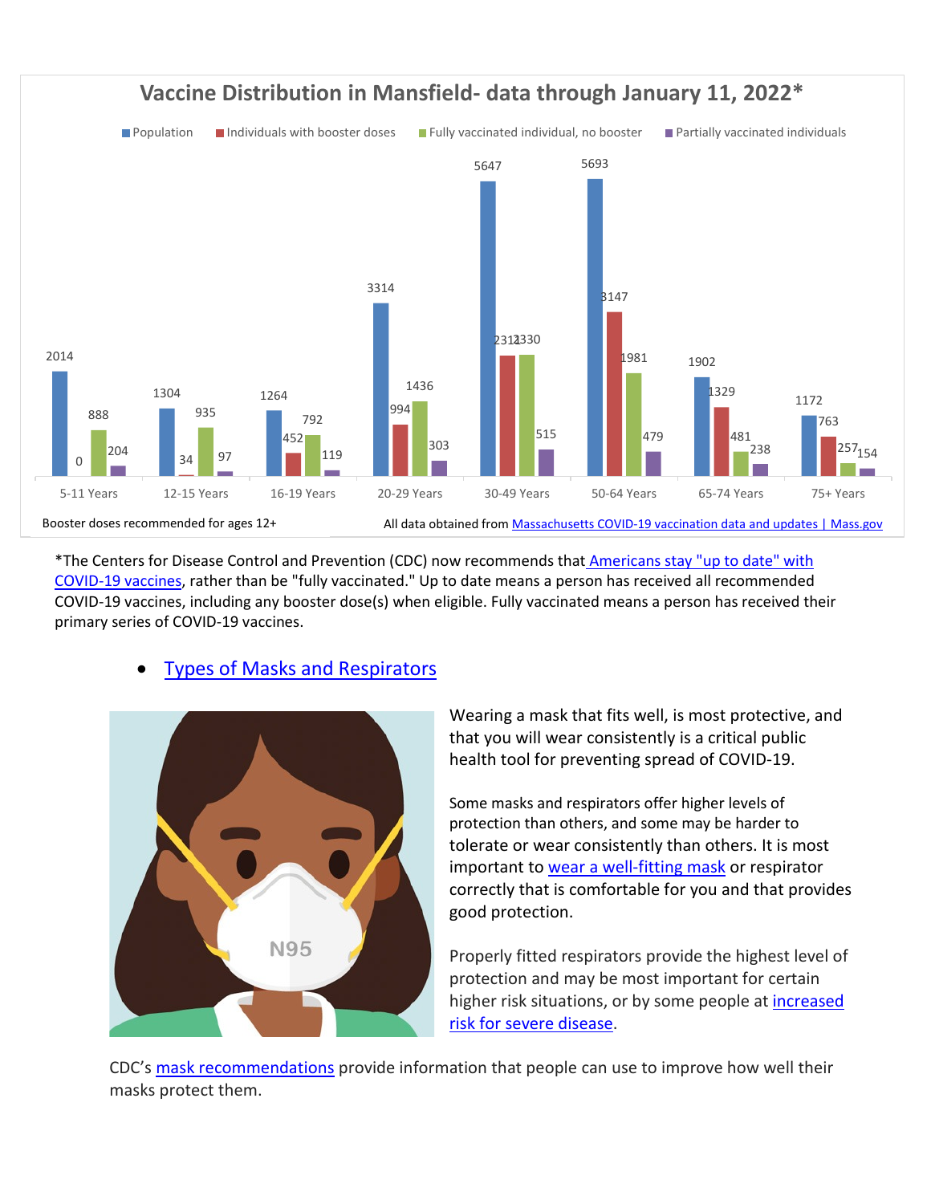## Vaccine Distribution in Mansfield- data through January 11, 2022*

| Age Group | Population | Individuals with booster doses | Fully vaccinated individual, no booster | Partially vaccinated individuals |
|---|---|---|---|---|
| 5-11 Years | 2014 | 0 | 888 | 204 |
| 12-15 Years | 1304 | 34 | 935 | 97 |
| 16-19 Years | 1264 | 452 | 792 | 119 |
| 20-29 Years | 3314 | 994 | 1436 | 303 |
| 30-49 Years | 5647 | 2312 | 2330 | 515 |
| 50-64 Years | 5693 | 3147 | 1981 | 479 |
| 65-74 Years | 1902 | 1329 | 481 | 238 |
| 75+ Years | 1172 | 763 | 257 | 154 |

Booster doses recommended for ages 12+

All data obtained from [Massachusetts COVID-19 vaccination data and updates | Mass.gov]

*The Centers for Disease Control and Prevention (CDC) now recommends that [Americans stay "up to date" with COVID-19 vaccines], rather than be "fully vaccinated." Up to date means a person has received all recommended COVID-19 vaccines, including any booster dose(s) when eligible. Fully vaccinated means a person has received their primary series of COVID-19 vaccines.

- [Types of Masks and Respirators]

Wearing a mask that fits well, is most protective, and that you will wear consistently is a critical public health tool for preventing spread of COVID-19.

Some masks and respirators offer higher levels of protection than others, and some may be harder to tolerate or wear consistently than others. It is most important to [wear a well-fitting mask] or respirator correctly that is comfortable for you and that provides good protection.

Properly fitted respirators provide the highest level of protection and may be most important for certain higher risk situations, or by some people at [increased risk for severe disease].

CDC's [mask recommendations] provide information that people can use to improve how well their masks protect them.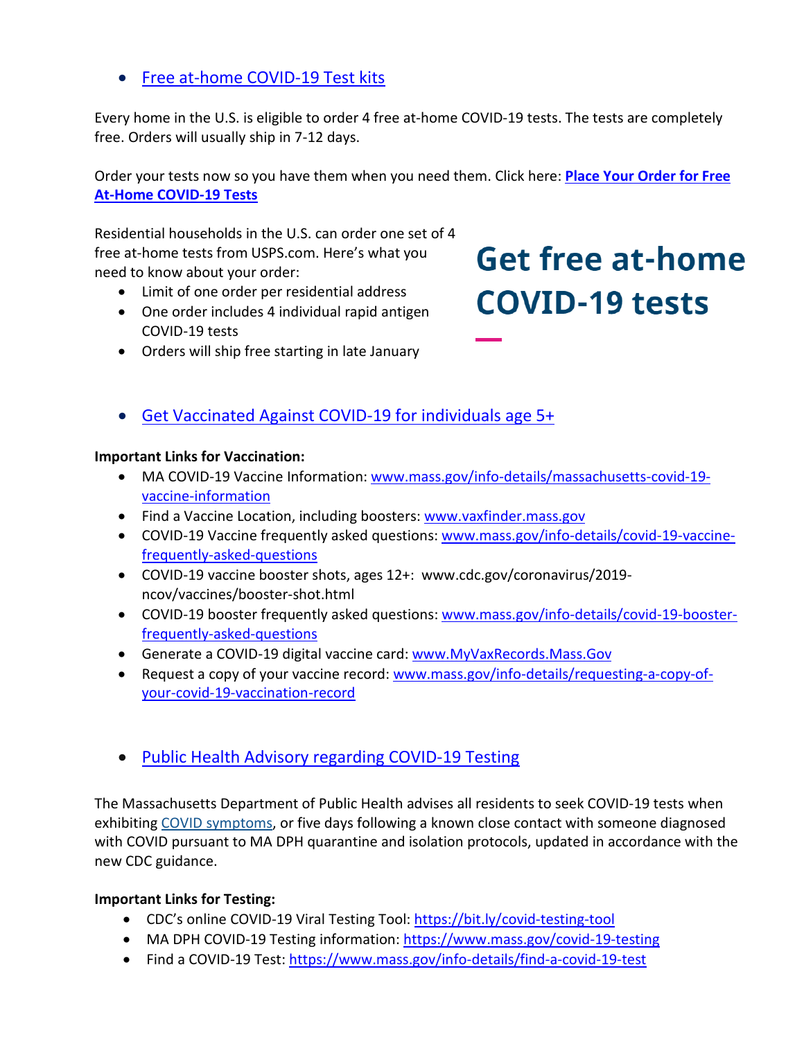- [Free at-home COVID-19 Test kits]()

Every home in the U.S. is eligible to order 4 free at-home COVID-19 tests. The tests are completely free. Orders will usually ship in 7-12 days.

Order your tests now so you have them when you need them. Click here: **[Place Your Order for Free At-Home COVID-19 Tests]()**

## Get free at-home COVID-19 tests

Residential households in the U.S. can order one set of 4 free at-home tests from USPS.com. Here's what you need to know about your order:

- Limit of one order per residential address
- One order includes 4 individual rapid antigen COVID-19 tests
- Orders will ship free starting in late January

- [Get Vaccinated Against COVID-19 for individuals age 5+]()

**Important Links for Vaccination:**

- MA COVID-19 Vaccine Information: [www.mass.gov/info-details/massachusetts-covid-19-vaccine-information](www.mass.gov/info-details/massachusetts-covid-19-vaccine-information)
- Find a Vaccine Location, including boosters: [www.vaxfinder.mass.gov](www.vaxfinder.mass.gov)
- COVID-19 Vaccine frequently asked questions: [www.mass.gov/info-details/covid-19-vaccine-frequently-asked-questions](www.mass.gov/info-details/covid-19-vaccine-frequently-asked-questions)
- COVID-19 vaccine booster shots, ages 12+: www.cdc.gov/coronavirus/2019-ncov/vaccines/booster-shot.html
- COVID-19 booster frequently asked questions: [www.mass.gov/info-details/covid-19-booster-frequently-asked-questions](www.mass.gov/info-details/covid-19-booster-frequently-asked-questions)
- Generate a COVID-19 digital vaccine card: [www.MyVaxRecords.Mass.Gov](www.MyVaxRecords.Mass.Gov)
- Request a copy of your vaccine record: [www.mass.gov/info-details/requesting-a-copy-of-your-covid-19-vaccination-record](www.mass.gov/info-details/requesting-a-copy-of-your-covid-19-vaccination-record)

- [Public Health Advisory regarding COVID-19 Testing]()

The Massachusetts Department of Public Health advises all residents to seek COVID-19 tests when exhibiting [COVID symptoms](), or five days following a known close contact with someone diagnosed with COVID pursuant to MA DPH quarantine and isolation protocols, updated in accordance with the new CDC guidance.

**Important Links for Testing:**

- CDC's online COVID-19 Viral Testing Tool: [https://bit.ly/covid-testing-tool](https://bit.ly/covid-testing-tool)
- MA DPH COVID-19 Testing information: [https://www.mass.gov/covid-19-testing](https://www.mass.gov/covid-19-testing)
- Find a COVID-19 Test: [https://www.mass.gov/info-details/find-a-covid-19-test](https://www.mass.gov/info-details/find-a-covid-19-test)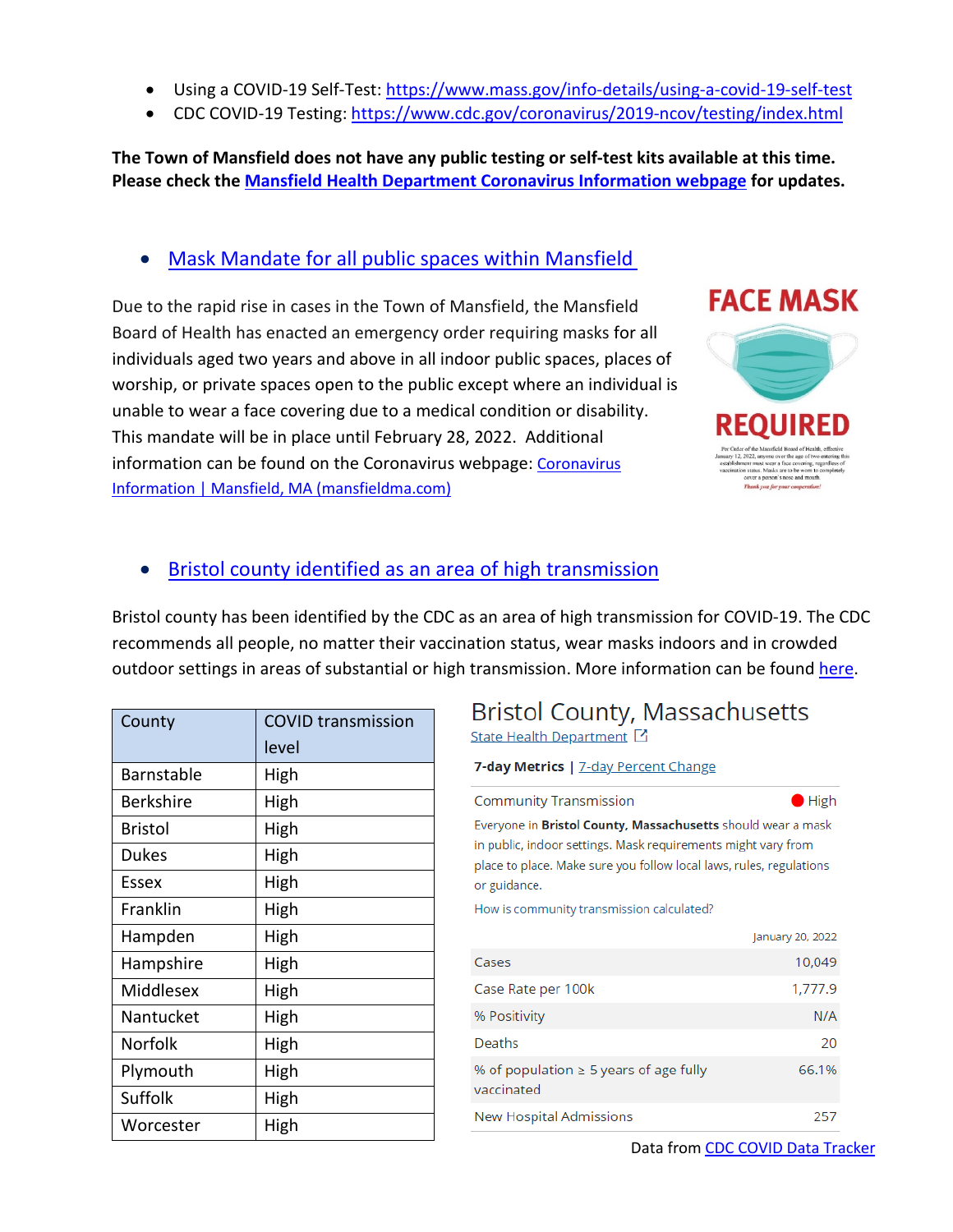- Using a COVID-19 Self-Test: https://www.mass.gov/info-details/using-a-covid-19-self-test
- CDC COVID-19 Testing: https://www.cdc.gov/coronavirus/2019-ncov/testing/index.html

**The Town of Mansfield does not have any public testing or self-test kits available at this time. Please check the Mansfield Health Department Coronavirus Information webpage for updates.**

- Mask Mandate for all public spaces within Mansfield

Due to the rapid rise in cases in the Town of Mansfield, the Mansfield Board of Health has enacted an emergency order requiring masks for all individuals aged two years and above in all indoor public spaces, places of worship, or private spaces open to the public except where an individual is unable to wear a face covering due to a medical condition or disability. This mandate will be in place until February 28, 2022. Additional information can be found on the Coronavirus webpage: Coronavirus Information | Mansfield, MA (mansfieldma.com)

FACE MASK

REQUIRED

Per Order of the Mansfield Board of Health, effective January 12, 2022, anyone over the age of two entering this establishment must wear a face covering, regardless of vaccination status. Masks are to be worn to completely cover a person's nose and mouth.

*Thank you for your cooperation!*

- Bristol county identified as an area of high transmission

Bristol county has been identified by the CDC as an area of high transmission for COVID-19. The CDC recommends all people, no matter their vaccination status, wear masks indoors and in crowded outdoor settings in areas of substantial or high transmission. More information can be found here.

| County | COVID transmission level |
|---|---|
| Barnstable | High |
| Berkshire | High |
| Bristol | High |
| Dukes | High |
| Essex | High |
| Franklin | High |
| Hampden | High |
| Hampshire | High |
| Middlesex | High |
| Nantucket | High |
| Norfolk | High |
| Plymouth | High |
| Suffolk | High |
| Worcester | High |

## Bristol County, Massachusetts

State Health Department

**7-day Metrics** | 7-day Percent Change

Community Transmission ● High

Everyone in **Bristol County, Massachusetts** should wear a mask in public, indoor settings. Mask requirements might vary from place to place. Make sure you follow local laws, rules, regulations or guidance.

How is community transmission calculated?

| | January 20, 2022 |
|---|---|
| Cases | 10,049 |
| Case Rate per 100k | 1,777.9 |
| % Positivity | N/A |
| Deaths | 20 |
| % of population ≥ 5 years of age fully vaccinated | 66.1% |
| New Hospital Admissions | 257 |

Data from CDC COVID Data Tracker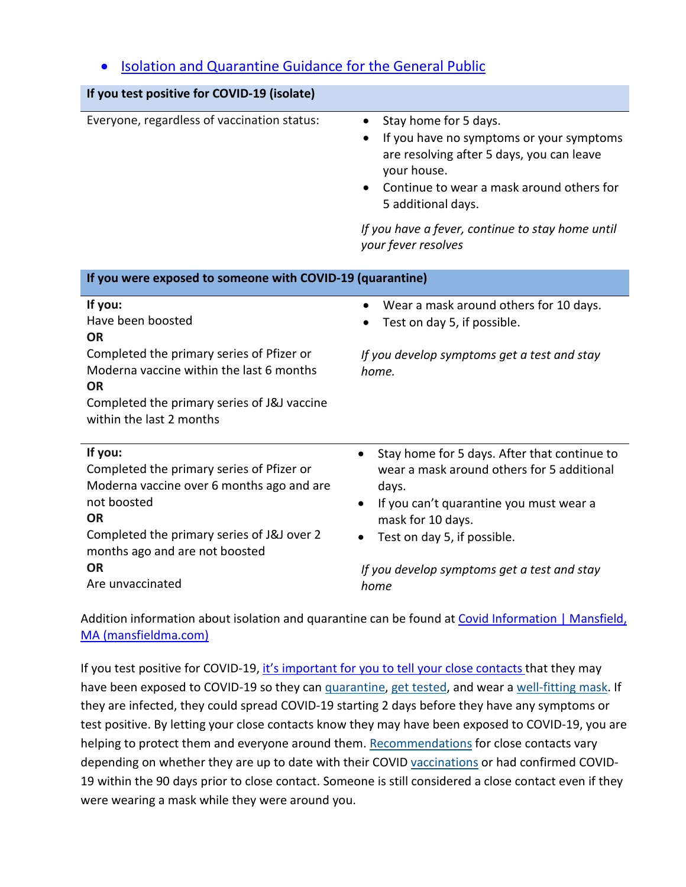- [Isolation and Quarantine Guidance for the General Public]

| If you test positive for COVID-19 (isolate) | |
|---|---|
| Everyone, regardless of vaccination status: | • Stay home for 5 days.<br>• If you have no symptoms or your symptoms are resolving after 5 days, you can leave your house.<br>• Continue to wear a mask around others for 5 additional days.<br><br>*If you have a fever, continue to stay home until your fever resolves* |
| **If you were exposed to someone with COVID-19 (quarantine)** | |
| **If you:**<br>Have been boosted<br>**OR**<br>Completed the primary series of Pfizer or Moderna vaccine within the last 6 months<br>**OR**<br>Completed the primary series of J&J vaccine within the last 2 months | • Wear a mask around others for 10 days.<br>• Test on day 5, if possible.<br><br>*If you develop symptoms get a test and stay home.* |
| **If you:**<br>Completed the primary series of Pfizer or Moderna vaccine over 6 months ago and are not boosted<br>**OR**<br>Completed the primary series of J&J over 2 months ago and are not boosted<br>**OR**<br>Are unvaccinated | • Stay home for 5 days. After that continue to wear a mask around others for 5 additional days.<br>• If you can't quarantine you must wear a mask for 10 days.<br>• Test on day 5, if possible.<br><br>*If you develop symptoms get a test and stay home* |

Addition information about isolation and quarantine can be found at [Covid Information | Mansfield, MA (mansfieldma.com)]

If you test positive for COVID-19, [it's important for you to tell your close contacts] that they may have been exposed to COVID-19 so they can [quarantine], [get tested], and wear a [well-fitting mask]. If they are infected, they could spread COVID-19 starting 2 days before they have any symptoms or test positive. By letting your close contacts know they may have been exposed to COVID-19, you are helping to protect them and everyone around them. [Recommendations] for close contacts vary depending on whether they are up to date with their COVID [vaccinations] or had confirmed COVID-19 within the 90 days prior to close contact. Someone is still considered a close contact even if they were wearing a mask while they were around you.